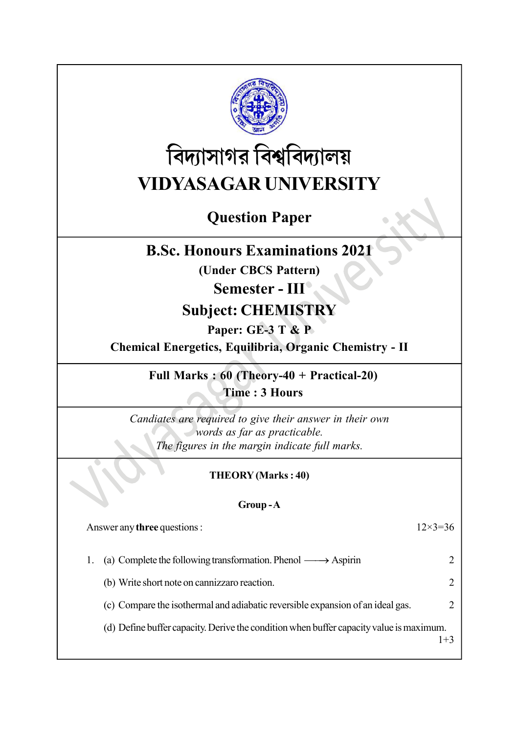বিদ্যাসাগর বিশ্ববিদ্যালয়

# VIDYASAGAR UNIVERSITY

## Question Paper

## B.Sc. Honours Examinations 2021

**(Under CBCS Pattern)**

## Semester - III

## Subject: CHEMISTRY

**Paper: GE-3 T & P**

**Chemical Energetics, Equilibria, Organic Chemistry - II**

**Full Marks : 60 (Theory-40 + Practical-20)**

**Time : 3 Hours**

*Candiates are required to give their answer in their own words as far as practicable.*

*The figures in the margin indicate full marks.*

### THEORY (Marks : 40)

### Group - A

Answer any **three** questions : 12×3=36

1. (a) Complete the following transformation. Phenol ⟶ Aspirin 2

   (b) Write short note on cannizzaro reaction. 2

   (c) Compare the isothermal and adiabatic reversible expansion of an ideal gas. 2

   (d) Define buffer capacity. Derive the condition when buffer capacity value is maximum. 1+3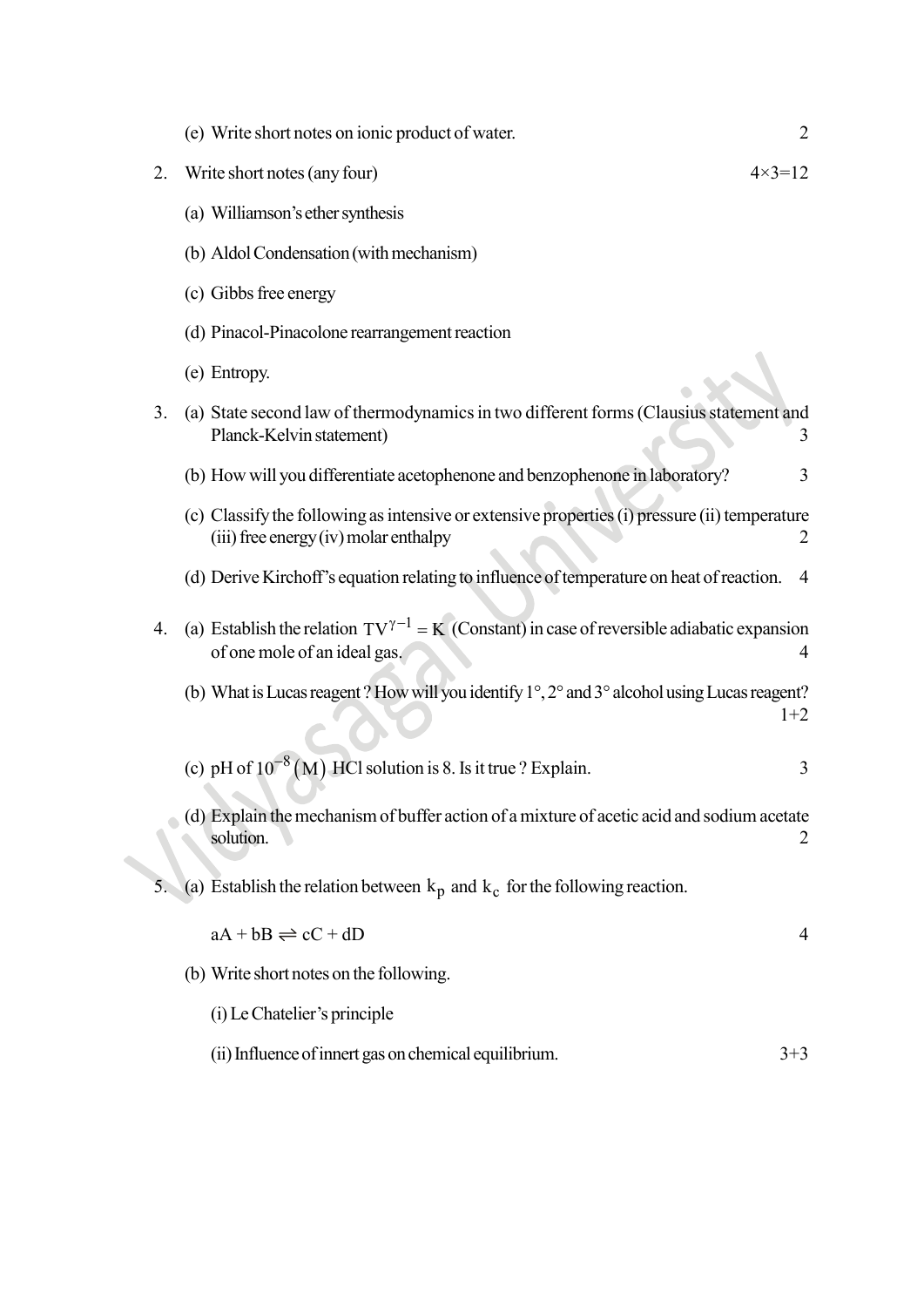(e) Write short notes on ionic product of water. 2

2. Write short notes (any four) 4×3=12

(a) Williamson's ether synthesis

(b) Aldol Condensation (with mechanism)

(c) Gibbs free energy

(d) Pinacol-Pinacolone rearrangement reaction

(e) Entropy.

3. (a) State second law of thermodynamics in two different forms (Clausius statement and Planck-Kelvin statement) 3

(b) How will you differentiate acetophenone and benzophenone in laboratory? 3

(c) Classify the following as intensive or extensive properties (i) pressure (ii) temperature (iii) free energy (iv) molar enthalpy 2

(d) Derive Kirchoff's equation relating to influence of temperature on heat of reaction. 4

4. (a) Establish the relation $TV^{\gamma-1} = K$ (Constant) in case of reversible adiabatic expansion of one mole of an ideal gas. 4

(b) What is Lucas reagent ? How will you identify 1°, 2° and 3° alcohol using Lucas reagent? 1+2

(c) pH of $10^{-8}$ (M) HCl solution is 8. Is it true ? Explain. 3

(d) Explain the mechanism of buffer action of a mixture of acetic acid and sodium acetate solution. 2

5. (a) Establish the relation between $k_p$ and $k_c$ for the following reaction.

$$aA + bB \rightleftharpoons cC + dD$$ 4

(b) Write short notes on the following.

(i) Le Chatelier's principle

(ii) Influence of innert gas on chemical equilibrium. 3+3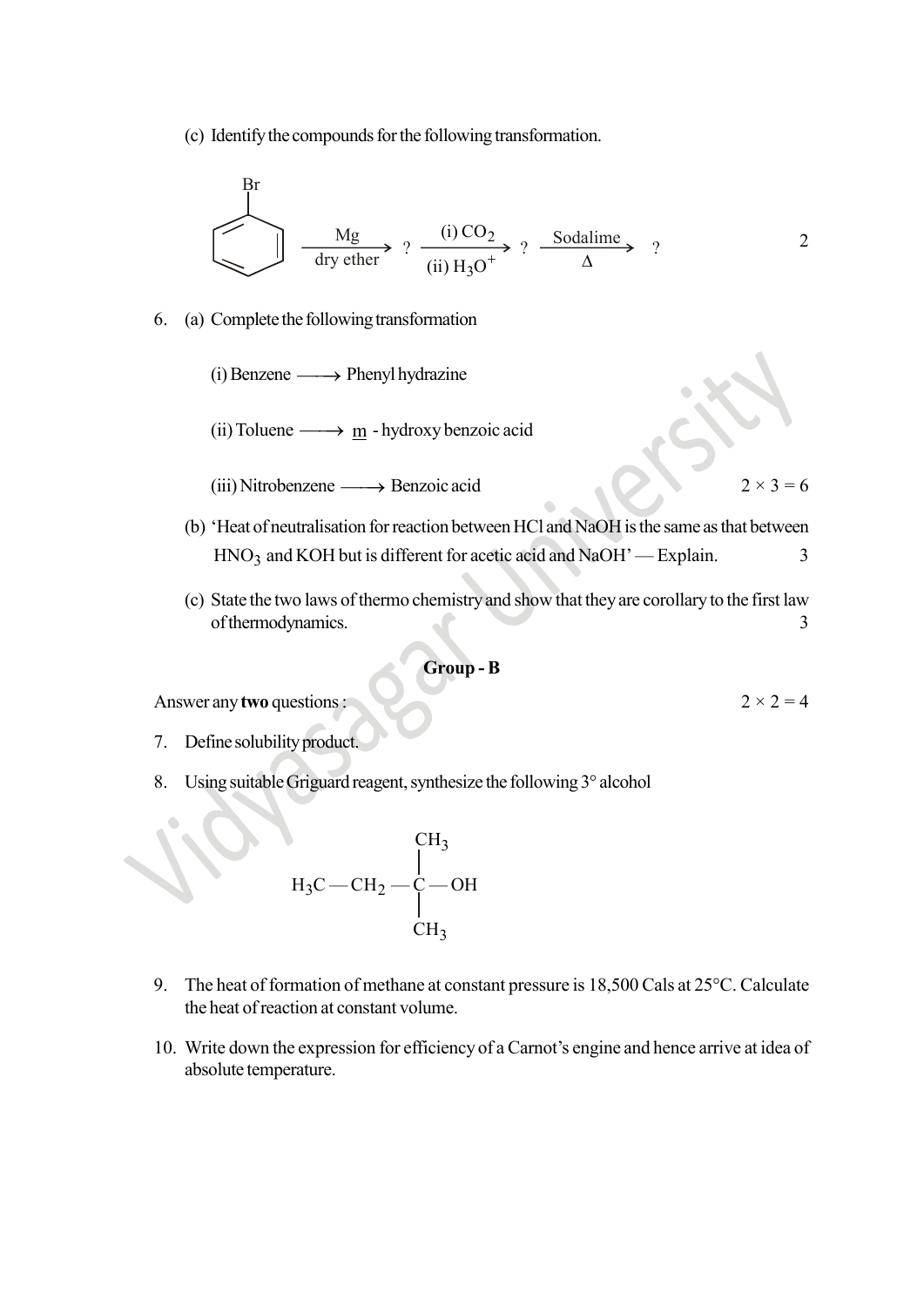(c) Identify the compounds for the following transformation.

$$\text{Bromobenzene} \xrightarrow[\text{dry ether}]{\text{Mg}} ? \xrightarrow[\text{(ii) } H_3O^+]{\text{(i) } CO_2} ? \xrightarrow[\Delta]{\text{Sodalime}} ?$$

2

6. (a) Complete the following transformation

(i) Benzene $\longrightarrow$ Phenyl hydrazine

(ii) Toluene $\longrightarrow$ m - hydroxy benzoic acid

(iii) Nitrobenzene $\longrightarrow$ Benzoic acid

2 × 3 = 6

(b) 'Heat of neutralisation for reaction between HCl and NaOH is the same as that between $HNO_3$ and KOH but is different for acetic acid and NaOH' — Explain. 3

(c) State the two laws of thermo chemistry and show that they are corollary to the first law of thermodynamics. 3

## Group - B

Answer any **two** questions : 2 × 2 = 4

7. Define solubility product.

8. Using suitable Griguard reagent, synthesize the following 3° alcohol

$$H_3C - CH_2 - \underset{\displaystyle CH_3}{\overset{\displaystyle CH_3}{\underset{|}{\overset{|}{C}}}} - OH$$

9. The heat of formation of methane at constant pressure is 18,500 Cals at 25°C. Calculate the heat of reaction at constant volume.

10. Write down the expression for efficiency of a Carnot's engine and hence arrive at idea of absolute temperature.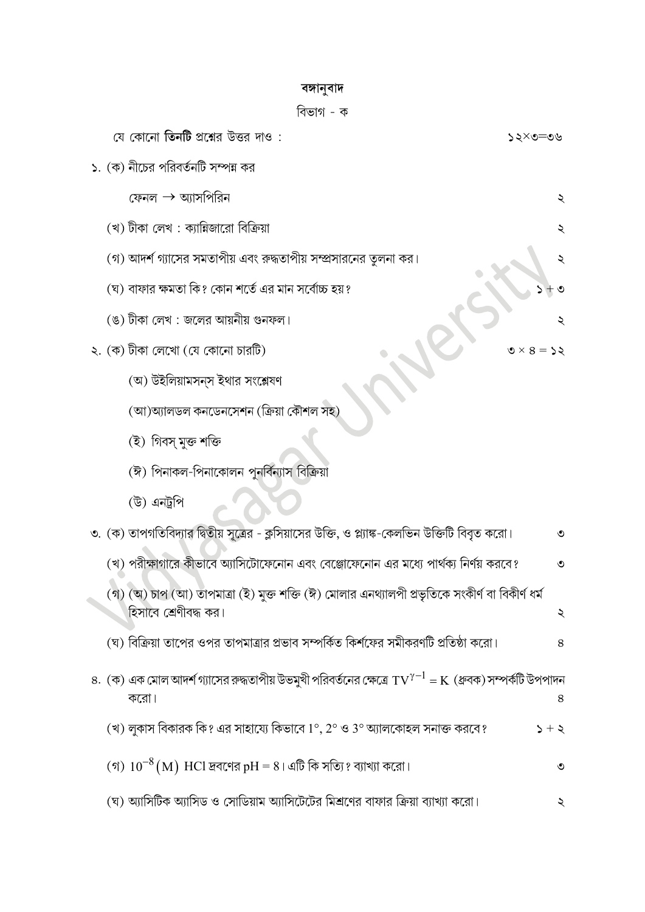# বঙ্গানুবাদ

## বিভাগ - ক

যে কোনো **তিনটি** প্রশ্নের উত্তর দাও : ১২×৩=৩৬

১. (ক) নীচের পরিবর্তনটি সম্পন্ন কর

ফেনল $\rightarrow$ অ্যাসপিরিন ২

(খ) টীকা লেখ : ক্যান্নিজারো বিক্রিয়া ২

(গ) আদর্শ গ্যাসের সমতাপীয় এবং রুদ্ধতাপীয় সম্প্রসারনের তুলনা কর। ২

(ঘ) বাফার ক্ষমতা কি? কোন শর্তে এর মান সর্বোচ্চ হয়? ১ + ৩

(ঙ) টীকা লেখ : জলের আয়নীয় গুনফল। ২

২. (ক) টীকা লেখো (যে কোনো চারটি) ৩ × ৪ = ১২

(অ) উইলিয়ামসন্‌স ইথার সংশ্লেষণ

(আ) অ্যালডল কনডেনসেশন (ক্রিয়া কৌশল সহ)

(ই) গিবস্‌ মুক্ত শক্তি

(ঈ) পিনাকল-পিনাকোলন পুনর্বিন্যাস বিক্রিয়া

(উ) এনট্রপি

৩. (ক) তাপগতিবিদ্যার দ্বিতীয় সূত্রের - ক্লসিয়াসের উক্তি, ও প্ল্যাঙ্ক-কেলভিন উক্তিটি বিবৃত করো। ৩

(খ) পরীক্ষাগারে কীভাবে অ্যাসিটোফেনোন এবং বেঞ্জোফেনোন এর মধ্যে পার্থক্য নির্ণয় করবে? ৩

(গ) (অ) চাপ (আ) তাপমাত্রা (ই) মুক্ত শক্তি (ঈ) মোলার এনথ্যালপী প্রভৃতিকে সংকীর্ণ বা বিকীর্ণ ধর্ম হিসাবে শ্রেণীবদ্ধ কর। ২

(ঘ) বিক্রিয়া তাপের ওপর তাপমাত্রার প্রভাব সম্পর্কিত কির্শফের সমীকরণটি প্রতিষ্ঠা করো। ৪

৪. (ক) এক মোল আদর্শ গ্যাসের রুদ্ধতাপীয় উভমুখী পরিবর্তনের ক্ষেত্রে $TV^{\gamma-1} = K$ (ধ্রুবক) সম্পর্কটি উপপাদন করো। ৪

(খ) লুকাস বিকারক কি? এর সাহায্যে কিভাবে $1°$, $2°$ ও $3°$ অ্যালকোহল সনাক্ত করবে? ১ + ২

(গ) $10^{-8}$(M) HCl দ্রবণের pH = 8। এটি কি সত্যি? ব্যাখ্যা করো। ৩

(ঘ) অ্যাসিটিক অ্যাসিড ও সোডিয়াম অ্যাসিটেটের মিশ্রণের বাফার ক্রিয়া ব্যাখ্যা করো। ২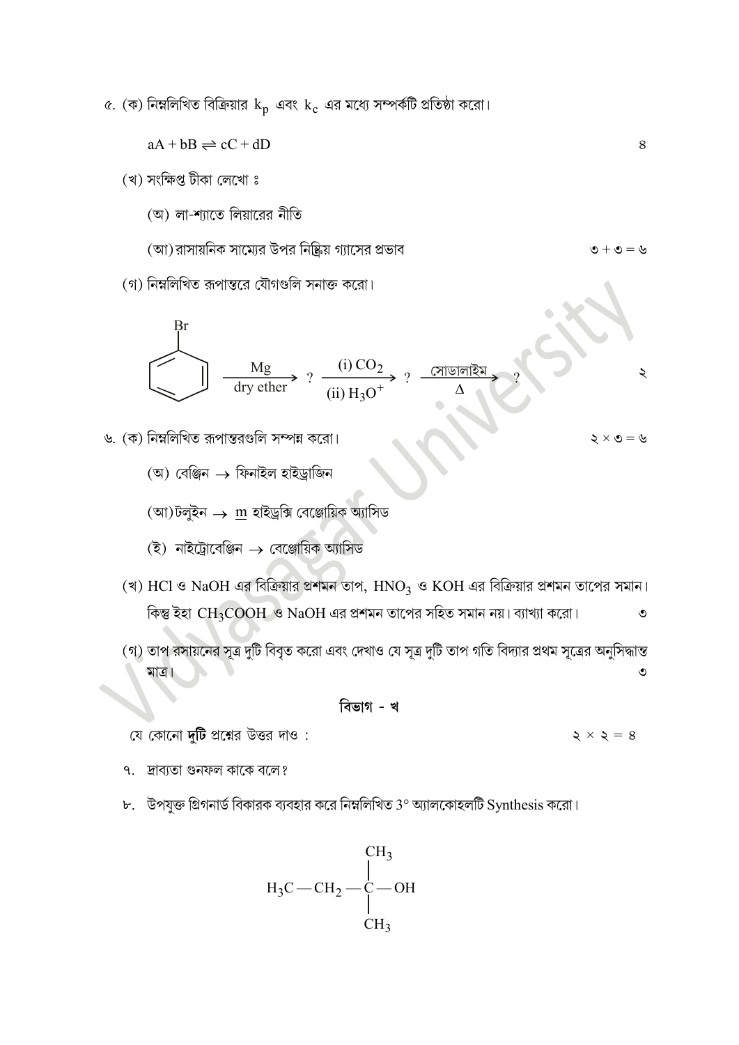৫. (ক) নিম্নলিখিত বিক্রিয়ার $k_p$ এবং $k_c$ এর মধ্যে সম্পর্কটি প্রতিষ্ঠা করো। ৪

$$aA + bB \rightleftharpoons cC + dD$$

(খ) সংক্ষিপ্ত টীকা লেখো ঃ

(অ) লা-শ্যাতে লিয়ারের নীতি

(আ) রাসায়নিক সাম্যের উপর নিষ্ক্রিয় গ্যাসের প্রভাব ৩ + ৩ = ৬

(গ) নিম্নলিখিত রূপান্তরে যৌগগুলি সনাক্ত করো। ২

$$C_6H_5Br \xrightarrow[\text{dry ether}]{Mg} ? \xrightarrow[\text{(ii) } H_3O^+]{\text{(i) } CO_2} ? \xrightarrow[\Delta]{\text{সোডালাইম}} ?$$

৬. (ক) নিম্নলিখিত রূপান্তরগুলি সম্পন্ন করো। ২ × ৩ = ৬

(অ) বেঞ্জিন → ফিনাইল হাইড্রাজিন

(আ) টলুইন → m হাইড্রক্সি বেঞ্জোয়িক অ্যাসিড

(ই) নাইট্রোবেঞ্জিন → বেঞ্জোয়িক অ্যাসিড

(খ) HCl ও NaOH এর বিক্রিয়ার প্রশমন তাপ, $HNO_3$ ও KOH এর বিক্রিয়ার প্রশমন তাপের সমান। কিন্তু ইহা $CH_3COOH$ ও NaOH এর প্রশমন তাপের সহিত সমান নয়। ব্যাখ্যা করো। ৩

(গ) তাপ রসায়নের সূত্র দুটি বিবৃত করো এবং দেখাও যে সূত্র দুটি তাপ গতি বিদ্যার প্রথম সূত্রের অনুসিদ্ধান্ত মাত্র। ৩

## বিভাগ - খ

যে কোনো **দুটি** প্রশ্নের উত্তর দাও : ২ × ২ = ৪

৭. দ্রাব্যতা গুনফল কাকে বলে?

৮. উপযুক্ত গ্রিগনার্ড বিকারক ব্যবহার করে নিম্নলিখিত 3° অ্যালকোহলটি Synthesis করো।

$$H_3C-CH_2-\overset{\displaystyle CH_3}{\underset{\displaystyle CH_3}{\overset{|}{\underset{|}{C}}}}-OH$$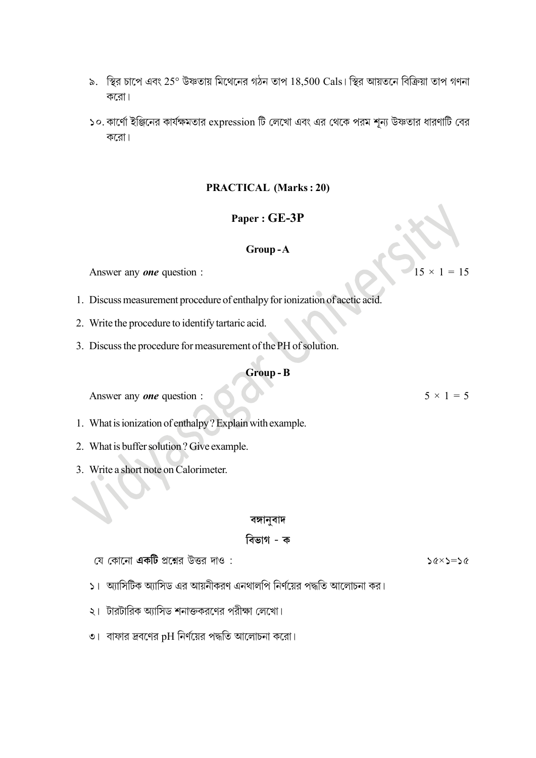৯. স্থির চাপে এবং 25° উষ্ণতায় মিথেনের গঠন তাপ 18,500 Cals। স্থির আয়তনে বিক্রিয়া তাপ গণনা করো।

১০. কার্ণো ইঞ্জিনের কার্যক্ষমতার expression টি লেখো এবং এর থেকে পরম শূন্য উষ্ণতার ধারণাটি বের করো।

## PRACTICAL (Marks : 20)

## Paper : GE-3P

### Group - A

Answer any ***one*** question : $15 \times 1 = 15$

1. Discuss measurement procedure of enthalpy for ionization of acetic acid.
2. Write the procedure to identify tartaric acid.
3. Discuss the procedure for measurement of the PH of solution.

### Group - B

Answer any ***one*** question : $5 \times 1 = 5$

1. What is ionization of enthalpy ? Explain with example.
2. What is buffer solution ? Give example.
3. Write a short note on Calorimeter.

### বঙ্গানুবাদ

### বিভাগ - ক

যে কোনো **একটি** প্রশ্নের উত্তর দাও : ১৫×১=১৫

১। অ্যাসিটিক অ্যাসিড এর আয়নীকরণ এনথালপি নির্ণয়ের পদ্ধতি আলোচনা কর।

২। টারটারিক অ্যাসিড শনাক্তকরণের পরীক্ষা লেখো।

৩। বাফার দ্রবণের pH নির্ণয়ের পদ্ধতি আলোচনা করো।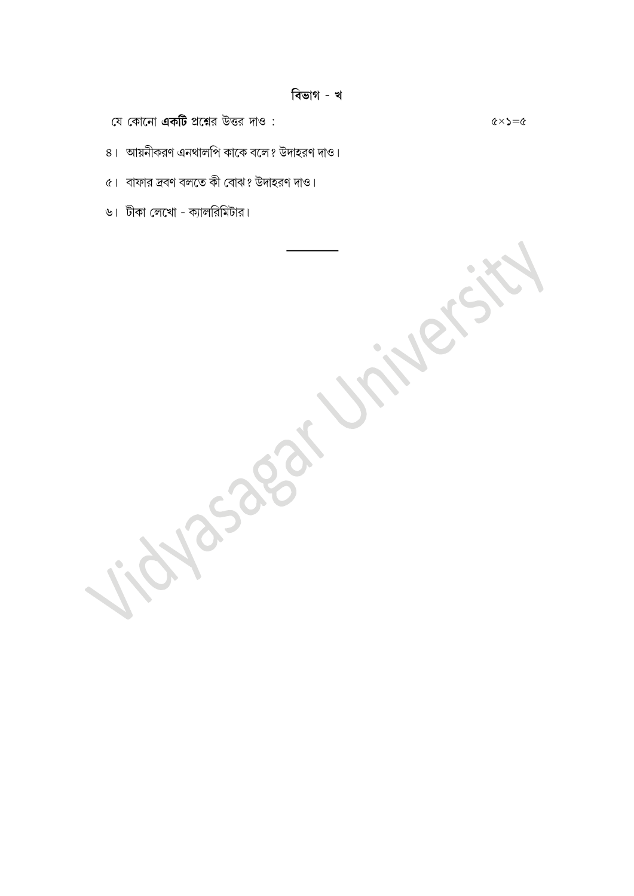## বিভাগ - খ

যে কোনো **একটি** প্রশ্নের উত্তর দাও : ৫×১=৫

৪। আয়নীকরণ এনথালপি কাকে বলে? উদাহরণ দাও।

৫। বাফার দ্রবণ বলতে কী বোঝ? উদাহরণ দাও।

৬। টীকা লেখো - ক্যালরিমিটার।

———